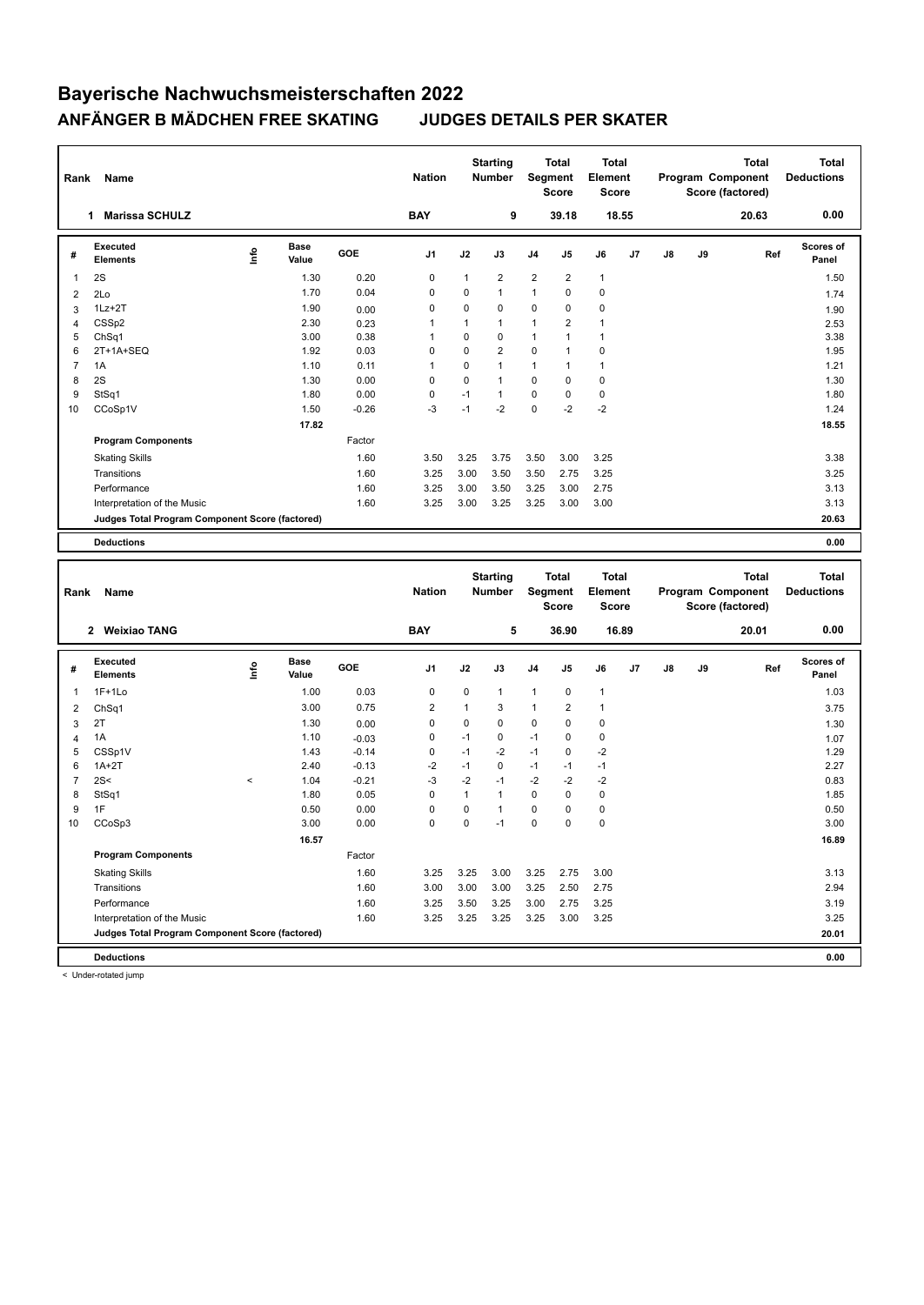# Bayerische Nachwuchsmeisterschaften 2022

## ANFÄNGER B MÄDCHEN FREE SKATING JUDGES DETAILS PER SKATER

| Rank | Name | Nation | Starting Number | Total Segment Score | Total Element Score | Total Program Component Score (factored) | Total Deductions |
|---|---|---|---|---|---|---|---|
| 1 | Marissa SCHULZ | BAY | 9 | 39.18 | 18.55 | 20.63 | 0.00 |

| # | Executed Elements | Info | Base Value | GOE | J1 | J2 | J3 | J4 | J5 | J6 | J7 | J8 | J9 | Ref | Scores of Panel |
|---|---|---|---|---|---|---|---|---|---|---|---|---|---|---|---|
| 1 | 2S | | 1.30 | 0.20 | 0 | 1 | 2 | 2 | 2 | 1 | | | | | 1.50 |
| 2 | 2Lo | | 1.70 | 0.04 | 0 | 0 | 1 | 1 | 0 | 0 | | | | | 1.74 |
| 3 | 1Lz+2T | | 1.90 | 0.00 | 0 | 0 | 0 | 0 | 0 | 0 | | | | | 1.90 |
| 4 | CSSp2 | | 2.30 | 0.23 | 1 | 1 | 1 | 1 | 2 | 1 | | | | | 2.53 |
| 5 | ChSq1 | | 3.00 | 0.38 | 1 | 0 | 0 | 1 | 1 | 1 | | | | | 3.38 |
| 6 | 2T+1A+SEQ | | 1.92 | 0.03 | 0 | 0 | 2 | 0 | 1 | 0 | | | | | 1.95 |
| 7 | 1A | | 1.10 | 0.11 | 1 | 0 | 1 | 1 | 1 | 1 | | | | | 1.21 |
| 8 | 2S | | 1.30 | 0.00 | 0 | 0 | 1 | 0 | 0 | 0 | | | | | 1.30 |
| 9 | StSq1 | | 1.80 | 0.00 | 0 | -1 | 1 | 0 | 0 | 0 | | | | | 1.80 |
| 10 | CCoSp1V | | 1.50 | -0.26 | -3 | -1 | -2 | 0 | -2 | -2 | | | | | 1.24 |
| | | | 17.82 | | | | | | | | | | | | 18.55 |
| | **Program Components** | | | Factor | | | | | | | | | | | |
| | Skating Skills | | | 1.60 | 3.50 | 3.25 | 3.75 | 3.50 | 3.00 | 3.25 | | | | | 3.38 |
| | Transitions | | | 1.60 | 3.25 | 3.00 | 3.50 | 3.50 | 2.75 | 3.25 | | | | | 3.25 |
| | Performance | | | 1.60 | 3.25 | 3.00 | 3.50 | 3.25 | 3.00 | 2.75 | | | | | 3.13 |
| | Interpretation of the Music | | | 1.60 | 3.25 | 3.00 | 3.25 | 3.25 | 3.00 | 3.00 | | | | | 3.13 |
| | **Judges Total Program Component Score (factored)** | | | | | | | | | | | | | | 20.63 |
| | **Deductions** | | | | | | | | | | | | | | 0.00 |

| Rank | Name | Nation | Starting Number | Total Segment Score | Total Element Score | Total Program Component Score (factored) | Total Deductions |
|---|---|---|---|---|---|---|---|
| 2 | Weixiao TANG | BAY | 5 | 36.90 | 16.89 | 20.01 | 0.00 |

| # | Executed Elements | Info | Base Value | GOE | J1 | J2 | J3 | J4 | J5 | J6 | J7 | J8 | J9 | Ref | Scores of Panel |
|---|---|---|---|---|---|---|---|---|---|---|---|---|---|---|---|
| 1 | 1F+1Lo | | 1.00 | 0.03 | 0 | 0 | 1 | 1 | 0 | 1 | | | | | 1.03 |
| 2 | ChSq1 | | 3.00 | 0.75 | 2 | 1 | 3 | 1 | 2 | 1 | | | | | 3.75 |
| 3 | 2T | | 1.30 | 0.00 | 0 | 0 | 0 | 0 | 0 | 0 | | | | | 1.30 |
| 4 | 1A | | 1.10 | -0.03 | 0 | -1 | 0 | -1 | 0 | 0 | | | | | 1.07 |
| 5 | CSSp1V | | 1.43 | -0.14 | 0 | -1 | -2 | -1 | 0 | -2 | | | | | 1.29 |
| 6 | 1A+2T | | 2.40 | -0.13 | -2 | -1 | 0 | -1 | -1 | -1 | | | | | 2.27 |
| 7 | 2S< | < | 1.04 | -0.21 | -3 | -2 | -1 | -2 | -2 | -2 | | | | | 0.83 |
| 8 | StSq1 | | 1.80 | 0.05 | 0 | 1 | 1 | 0 | 0 | 0 | | | | | 1.85 |
| 9 | 1F | | 0.50 | 0.00 | 0 | 0 | 1 | 0 | 0 | 0 | | | | | 0.50 |
| 10 | CCoSp3 | | 3.00 | 0.00 | 0 | 0 | -1 | 0 | 0 | 0 | | | | | 3.00 |
| | | | 16.57 | | | | | | | | | | | | 16.89 |
| | **Program Components** | | | Factor | | | | | | | | | | | |
| | Skating Skills | | | 1.60 | 3.25 | 3.25 | 3.00 | 3.25 | 2.75 | 3.00 | | | | | 3.13 |
| | Transitions | | | 1.60 | 3.00 | 3.00 | 3.00 | 3.25 | 2.50 | 2.75 | | | | | 2.94 |
| | Performance | | | 1.60 | 3.25 | 3.50 | 3.25 | 3.00 | 2.75 | 3.25 | | | | | 3.19 |
| | Interpretation of the Music | | | 1.60 | 3.25 | 3.25 | 3.25 | 3.25 | 3.00 | 3.25 | | | | | 3.25 |
| | **Judges Total Program Component Score (factored)** | | | | | | | | | | | | | | 20.01 |
| | **Deductions** | | | | | | | | | | | | | | 0.00 |

< Under-rotated jump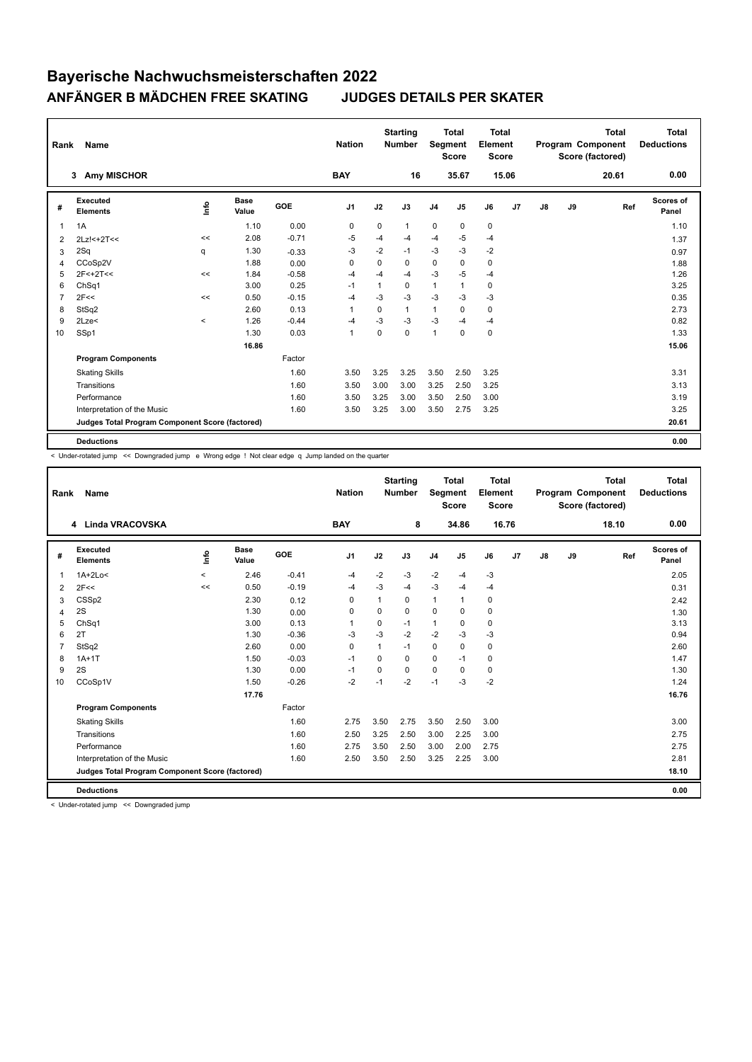# Bayerische Nachwuchsmeisterschaften 2022

## ANFÄNGER B MÄDCHEN FREE SKATING JUDGES DETAILS PER SKATER

| Rank | Name | Nation | Starting Number | Total Segment Score | Total Element Score | Total Program Component Score (factored) | Total Deductions |
|---|---|---|---|---|---|---|---|
| 3 | Amy MISCHOR | BAY | 16 | 35.67 | 15.06 | 20.61 | 0.00 |

| # | Executed Elements | Info | Base Value | GOE | J1 | J2 | J3 | J4 | J5 | J6 | J7 | J8 | J9 | Ref | Scores of Panel |
|---|---|---|---|---|---|---|---|---|---|---|---|---|---|---|---|
| 1 | 1A | | 1.10 | 0.00 | 0 | 0 | 1 | 0 | 0 | 0 | | | | | 1.10 |
| 2 | 2Lz!<+2T<< | << | 2.08 | -0.71 | -5 | -4 | -4 | -4 | -5 | -4 | | | | | 1.37 |
| 3 | 2Sq | q | 1.30 | -0.33 | -3 | -2 | -1 | -3 | -3 | -2 | | | | | 0.97 |
| 4 | CCoSp2V | | 1.88 | 0.00 | 0 | 0 | 0 | 0 | 0 | 0 | | | | | 1.88 |
| 5 | 2F<+2T<< | << | 1.84 | -0.58 | -4 | -4 | -4 | -3 | -5 | -4 | | | | | 1.26 |
| 6 | ChSq1 | | 3.00 | 0.25 | -1 | 1 | 0 | 1 | 1 | 0 | | | | | 3.25 |
| 7 | 2F<< | << | 0.50 | -0.15 | -4 | -3 | -3 | -3 | -3 | -3 | | | | | 0.35 |
| 8 | StSq2 | | 2.60 | 0.13 | 1 | 0 | 1 | 1 | 0 | 0 | | | | | 2.73 |
| 9 | 2Lze< | < | 1.26 | -0.44 | -4 | -3 | -3 | -3 | -4 | -4 | | | | | 0.82 |
| 10 | SSp1 | | 1.30 | 0.03 | 1 | 0 | 0 | 1 | 0 | 0 | | | | | 1.33 |
| | | | 16.86 | | | | | | | | | | | | 15.06 |
| | **Program Components** | | | Factor | | | | | | | | | | | |
| | Skating Skills | | | 1.60 | 3.50 | 3.25 | 3.25 | 3.50 | 2.50 | 3.25 | | | | | 3.31 |
| | Transitions | | | 1.60 | 3.50 | 3.00 | 3.00 | 3.25 | 2.50 | 3.25 | | | | | 3.13 |
| | Performance | | | 1.60 | 3.50 | 3.25 | 3.00 | 3.50 | 2.50 | 3.00 | | | | | 3.19 |
| | Interpretation of the Music | | | 1.60 | 3.50 | 3.25 | 3.00 | 3.50 | 2.75 | 3.25 | | | | | 3.25 |
| | **Judges Total Program Component Score (factored)** | | | | | | | | | | | | | | **20.61** |
| | **Deductions** | | | | | | | | | | | | | | **0.00** |

< Under-rotated jump << Downgraded jump e Wrong edge ! Not clear edge q Jump landed on the quarter

| Rank | Name | Nation | Starting Number | Total Segment Score | Total Element Score | Total Program Component Score (factored) | Total Deductions |
|---|---|---|---|---|---|---|---|
| 4 | Linda VRACOVSKA | BAY | 8 | 34.86 | 16.76 | 18.10 | 0.00 |

| # | Executed Elements | Info | Base Value | GOE | J1 | J2 | J3 | J4 | J5 | J6 | J7 | J8 | J9 | Ref | Scores of Panel |
|---|---|---|---|---|---|---|---|---|---|---|---|---|---|---|---|
| 1 | 1A+2Lo< | < | 2.46 | -0.41 | -4 | -2 | -3 | -2 | -4 | -3 | | | | | 2.05 |
| 2 | 2F<< | << | 0.50 | -0.19 | -4 | -3 | -4 | -3 | -4 | -4 | | | | | 0.31 |
| 3 | CSSp2 | | 2.30 | 0.12 | 0 | 1 | 0 | 1 | 1 | 0 | | | | | 2.42 |
| 4 | 2S | | 1.30 | 0.00 | 0 | 0 | 0 | 0 | 0 | 0 | | | | | 1.30 |
| 5 | ChSq1 | | 3.00 | 0.13 | 1 | 0 | -1 | 1 | 0 | 0 | | | | | 3.13 |
| 6 | 2T | | 1.30 | -0.36 | -3 | -3 | -2 | -2 | -3 | -3 | | | | | 0.94 |
| 7 | StSq2 | | 2.60 | 0.00 | 0 | 1 | -1 | 0 | 0 | 0 | | | | | 2.60 |
| 8 | 1A+1T | | 1.50 | -0.03 | -1 | 0 | 0 | 0 | -1 | 0 | | | | | 1.47 |
| 9 | 2S | | 1.30 | 0.00 | -1 | 0 | 0 | 0 | 0 | 0 | | | | | 1.30 |
| 10 | CCoSp1V | | 1.50 | -0.26 | -2 | -1 | -2 | -1 | -3 | -2 | | | | | 1.24 |
| | | | 17.76 | | | | | | | | | | | | 16.76 |
| | **Program Components** | | | Factor | | | | | | | | | | | |
| | Skating Skills | | | 1.60 | 2.75 | 3.50 | 2.75 | 3.50 | 2.50 | 3.00 | | | | | 3.00 |
| | Transitions | | | 1.60 | 2.50 | 3.25 | 2.50 | 3.00 | 2.25 | 3.00 | | | | | 2.75 |
| | Performance | | | 1.60 | 2.75 | 3.50 | 2.50 | 3.00 | 2.00 | 2.75 | | | | | 2.75 |
| | Interpretation of the Music | | | 1.60 | 2.50 | 3.50 | 2.50 | 3.25 | 2.25 | 3.00 | | | | | 2.81 |
| | **Judges Total Program Component Score (factored)** | | | | | | | | | | | | | | **18.10** |
| | **Deductions** | | | | | | | | | | | | | | **0.00** |

< Under-rotated jump << Downgraded jump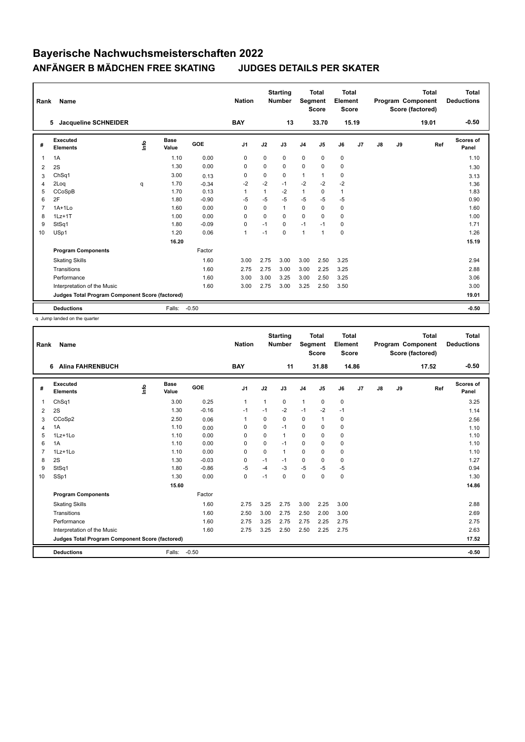# Bayerische Nachwuchsmeisterschaften 2022

## ANFÄNGER B MÄDCHEN FREE SKATING JUDGES DETAILS PER SKATER

| Rank | Name | Nation | Starting Number | Total Segment Score | Total Element Score | Total Program Component Score (factored) | Total Deductions |
|---|---|---|---|---|---|---|---|
| 5 | Jacqueline SCHNEIDER | BAY | 13 | 33.70 | 15.19 | 19.01 | -0.50 |

| # | Executed Elements | Info | Base Value | GOE | J1 | J2 | J3 | J4 | J5 | J6 | J7 | J8 | J9 | Ref | Scores of Panel |
|---|---|---|---|---|---|---|---|---|---|---|---|---|---|---|---|
| 1 | 1A | | 1.10 | 0.00 | 0 | 0 | 0 | 0 | 0 | 0 | | | | | 1.10 |
| 2 | 2S | | 1.30 | 0.00 | 0 | 0 | 0 | 0 | 0 | 0 | | | | | 1.30 |
| 3 | ChSq1 | | 3.00 | 0.13 | 0 | 0 | 0 | 1 | 1 | 0 | | | | | 3.13 |
| 4 | 2Loq | q | 1.70 | -0.34 | -2 | -2 | -1 | -2 | -2 | -2 | | | | | 1.36 |
| 5 | CCoSpB | | 1.70 | 0.13 | 1 | 1 | -2 | 1 | 0 | 1 | | | | | 1.83 |
| 6 | 2F | | 1.80 | -0.90 | -5 | -5 | -5 | -5 | -5 | -5 | | | | | 0.90 |
| 7 | 1A+1Lo | | 1.60 | 0.00 | 0 | 0 | 1 | 0 | 0 | 0 | | | | | 1.60 |
| 8 | 1Lz+1T | | 1.00 | 0.00 | 0 | 0 | 0 | 0 | 0 | 0 | | | | | 1.00 |
| 9 | StSq1 | | 1.80 | -0.09 | 0 | -1 | 0 | -1 | -1 | 0 | | | | | 1.71 |
| 10 | USp1 | | 1.20 | 0.06 | 1 | -1 | 0 | 1 | 1 | 0 | | | | | 1.26 |
| | | | 16.20 | | | | | | | | | | | | 15.19 |
| | **Program Components** | | | Factor | | | | | | | | | | | |
| | Skating Skills | | | 1.60 | 3.00 | 2.75 | 3.00 | 3.00 | 2.50 | 3.25 | | | | | 2.94 |
| | Transitions | | | 1.60 | 2.75 | 2.75 | 3.00 | 3.00 | 2.25 | 3.25 | | | | | 2.88 |
| | Performance | | | 1.60 | 3.00 | 3.00 | 3.25 | 3.00 | 2.50 | 3.25 | | | | | 3.06 |
| | Interpretation of the Music | | | 1.60 | 3.00 | 2.75 | 3.00 | 3.25 | 2.50 | 3.50 | | | | | 3.00 |
| | **Judges Total Program Component Score (factored)** | | | | | | | | | | | | | | 19.01 |
| | **Deductions** | | Falls: | -0.50 | | | | | | | | | | | -0.50 |

q Jump landed on the quarter

| Rank | Name | Nation | Starting Number | Total Segment Score | Total Element Score | Total Program Component Score (factored) | Total Deductions |
|---|---|---|---|---|---|---|---|
| 6 | Alina FAHRENBUCH | BAY | 11 | 31.88 | 14.86 | 17.52 | -0.50 |

| # | Executed Elements | Info | Base Value | GOE | J1 | J2 | J3 | J4 | J5 | J6 | J7 | J8 | J9 | Ref | Scores of Panel |
|---|---|---|---|---|---|---|---|---|---|---|---|---|---|---|---|
| 1 | ChSq1 | | 3.00 | 0.25 | 1 | 1 | 0 | 1 | 0 | 0 | | | | | 3.25 |
| 2 | 2S | | 1.30 | -0.16 | -1 | -1 | -2 | -1 | -2 | -1 | | | | | 1.14 |
| 3 | CCoSp2 | | 2.50 | 0.06 | 1 | 0 | 0 | 0 | 1 | 0 | | | | | 2.56 |
| 4 | 1A | | 1.10 | 0.00 | 0 | 0 | -1 | 0 | 0 | 0 | | | | | 1.10 |
| 5 | 1Lz+1Lo | | 1.10 | 0.00 | 0 | 0 | 1 | 0 | 0 | 0 | | | | | 1.10 |
| 6 | 1A | | 1.10 | 0.00 | 0 | 0 | -1 | 0 | 0 | 0 | | | | | 1.10 |
| 7 | 1Lz+1Lo | | 1.10 | 0.00 | 0 | 0 | 1 | 0 | 0 | 0 | | | | | 1.10 |
| 8 | 2S | | 1.30 | -0.03 | 0 | -1 | -1 | 0 | 0 | 0 | | | | | 1.27 |
| 9 | StSq1 | | 1.80 | -0.86 | -5 | -4 | -3 | -5 | -5 | -5 | | | | | 0.94 |
| 10 | SSp1 | | 1.30 | 0.00 | 0 | -1 | 0 | 0 | 0 | 0 | | | | | 1.30 |
| | | | 15.60 | | | | | | | | | | | | 14.86 |
| | **Program Components** | | | Factor | | | | | | | | | | | |
| | Skating Skills | | | 1.60 | 2.75 | 3.25 | 2.75 | 3.00 | 2.25 | 3.00 | | | | | 2.88 |
| | Transitions | | | 1.60 | 2.50 | 3.00 | 2.75 | 2.50 | 2.00 | 3.00 | | | | | 2.69 |
| | Performance | | | 1.60 | 2.75 | 3.25 | 2.75 | 2.75 | 2.25 | 2.75 | | | | | 2.75 |
| | Interpretation of the Music | | | 1.60 | 2.75 | 3.25 | 2.50 | 2.50 | 2.25 | 2.75 | | | | | 2.63 |
| | **Judges Total Program Component Score (factored)** | | | | | | | | | | | | | | 17.52 |
| | **Deductions** | | Falls: | -0.50 | | | | | | | | | | | -0.50 |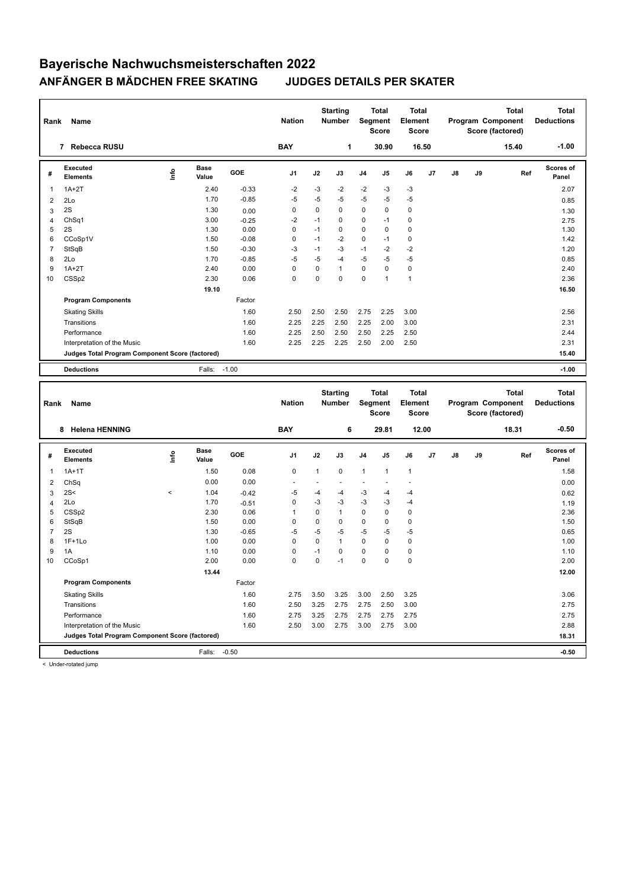# Bayerische Nachwuchsmeisterschaften 2022

## ANFÄNGER B MÄDCHEN FREE SKATING JUDGES DETAILS PER SKATER

| Rank | Name | Nation | Starting Number | Total Segment Score | Total Element Score | Total Program Component Score (factored) | Total Deductions |
|---|---|---|---|---|---|---|---|
| 7 | Rebecca RUSU | BAY | 1 | 30.90 | 16.50 | 15.40 | -1.00 |

| # | Executed Elements | Info | Base Value | GOE | J1 | J2 | J3 | J4 | J5 | J6 | J7 | J8 | J9 | Ref | Scores of Panel |
|---|---|---|---|---|---|---|---|---|---|---|---|---|---|---|---|
| 1 | 1A+2T | | 2.40 | -0.33 | -2 | -3 | -2 | -2 | -3 | -3 | | | | | 2.07 |
| 2 | 2Lo | | 1.70 | -0.85 | -5 | -5 | -5 | -5 | -5 | -5 | | | | | 0.85 |
| 3 | 2S | | 1.30 | 0.00 | 0 | 0 | 0 | 0 | 0 | 0 | | | | | 1.30 |
| 4 | ChSq1 | | 3.00 | -0.25 | -2 | -1 | 0 | 0 | -1 | 0 | | | | | 2.75 |
| 5 | 2S | | 1.30 | 0.00 | 0 | -1 | 0 | 0 | 0 | 0 | | | | | 1.30 |
| 6 | CCoSp1V | | 1.50 | -0.08 | 0 | -1 | -2 | 0 | -1 | 0 | | | | | 1.42 |
| 7 | StSqB | | 1.50 | -0.30 | -3 | -1 | -3 | -1 | -2 | -2 | | | | | 1.20 |
| 8 | 2Lo | | 1.70 | -0.85 | -5 | -5 | -4 | -5 | -5 | -5 | | | | | 0.85 |
| 9 | 1A+2T | | 2.40 | 0.00 | 0 | 0 | 1 | 0 | 0 | 0 | | | | | 2.40 |
| 10 | CSSp2 | | 2.30 | 0.06 | 0 | 0 | 0 | 0 | 1 | 1 | | | | | 2.36 |
| | | | 19.10 | | | | | | | | | | | | 16.50 |
| | **Program Components** | | | Factor | | | | | | | | | | | |
| | Skating Skills | | | 1.60 | 2.50 | 2.50 | 2.50 | 2.75 | 2.25 | 3.00 | | | | | 2.56 |
| | Transitions | | | 1.60 | 2.25 | 2.25 | 2.50 | 2.25 | 2.00 | 3.00 | | | | | 2.31 |
| | Performance | | | 1.60 | 2.25 | 2.50 | 2.50 | 2.50 | 2.25 | 2.50 | | | | | 2.44 |
| | Interpretation of the Music | | | 1.60 | 2.25 | 2.25 | 2.25 | 2.50 | 2.00 | 2.50 | | | | | 2.31 |
| | **Judges Total Program Component Score (factored)** | | | | | | | | | | | | | | 15.40 |
| | **Deductions** | | Falls: | -1.00 | | | | | | | | | | | -1.00 |

| Rank | Name | Nation | Starting Number | Total Segment Score | Total Element Score | Total Program Component Score (factored) | Total Deductions |
|---|---|---|---|---|---|---|---|
| 8 | Helena HENNING | BAY | 6 | 29.81 | 12.00 | 18.31 | -0.50 |

| # | Executed Elements | Info | Base Value | GOE | J1 | J2 | J3 | J4 | J5 | J6 | J7 | J8 | J9 | Ref | Scores of Panel |
|---|---|---|---|---|---|---|---|---|---|---|---|---|---|---|---|
| 1 | 1A+1T | | 1.50 | 0.08 | 0 | 1 | 0 | 1 | 1 | 1 | | | | | 1.58 |
| 2 | ChSq | | 0.00 | 0.00 | - | - | - | - | - | - | | | | | 0.00 |
| 3 | 2S< | < | 1.04 | -0.42 | -5 | -4 | -4 | -3 | -4 | -4 | | | | | 0.62 |
| 4 | 2Lo | | 1.70 | -0.51 | 0 | -3 | -3 | -3 | -3 | -4 | | | | | 1.19 |
| 5 | CSSp2 | | 2.30 | 0.06 | 1 | 0 | 1 | 0 | 0 | 0 | | | | | 2.36 |
| 6 | StSqB | | 1.50 | 0.00 | 0 | 0 | 0 | 0 | 0 | 0 | | | | | 1.50 |
| 7 | 2S | | 1.30 | -0.65 | -5 | -5 | -5 | -5 | -5 | -5 | | | | | 0.65 |
| 8 | 1F+1Lo | | 1.00 | 0.00 | 0 | 0 | 1 | 0 | 0 | 0 | | | | | 1.00 |
| 9 | 1A | | 1.10 | 0.00 | 0 | -1 | 0 | 0 | 0 | 0 | | | | | 1.10 |
| 10 | CCoSp1 | | 2.00 | 0.00 | 0 | 0 | -1 | 0 | 0 | 0 | | | | | 2.00 |
| | | | 13.44 | | | | | | | | | | | | 12.00 |
| | **Program Components** | | | Factor | | | | | | | | | | | |
| | Skating Skills | | | 1.60 | 2.75 | 3.50 | 3.25 | 3.00 | 2.50 | 3.25 | | | | | 3.06 |
| | Transitions | | | 1.60 | 2.50 | 3.25 | 2.75 | 2.75 | 2.50 | 3.00 | | | | | 2.75 |
| | Performance | | | 1.60 | 2.75 | 3.25 | 2.75 | 2.75 | 2.75 | 2.75 | | | | | 2.75 |
| | Interpretation of the Music | | | 1.60 | 2.50 | 3.00 | 2.75 | 3.00 | 2.75 | 3.00 | | | | | 2.88 |
| | **Judges Total Program Component Score (factored)** | | | | | | | | | | | | | | 18.31 |
| | **Deductions** | | Falls: | -0.50 | | | | | | | | | | | -0.50 |

< Under-rotated jump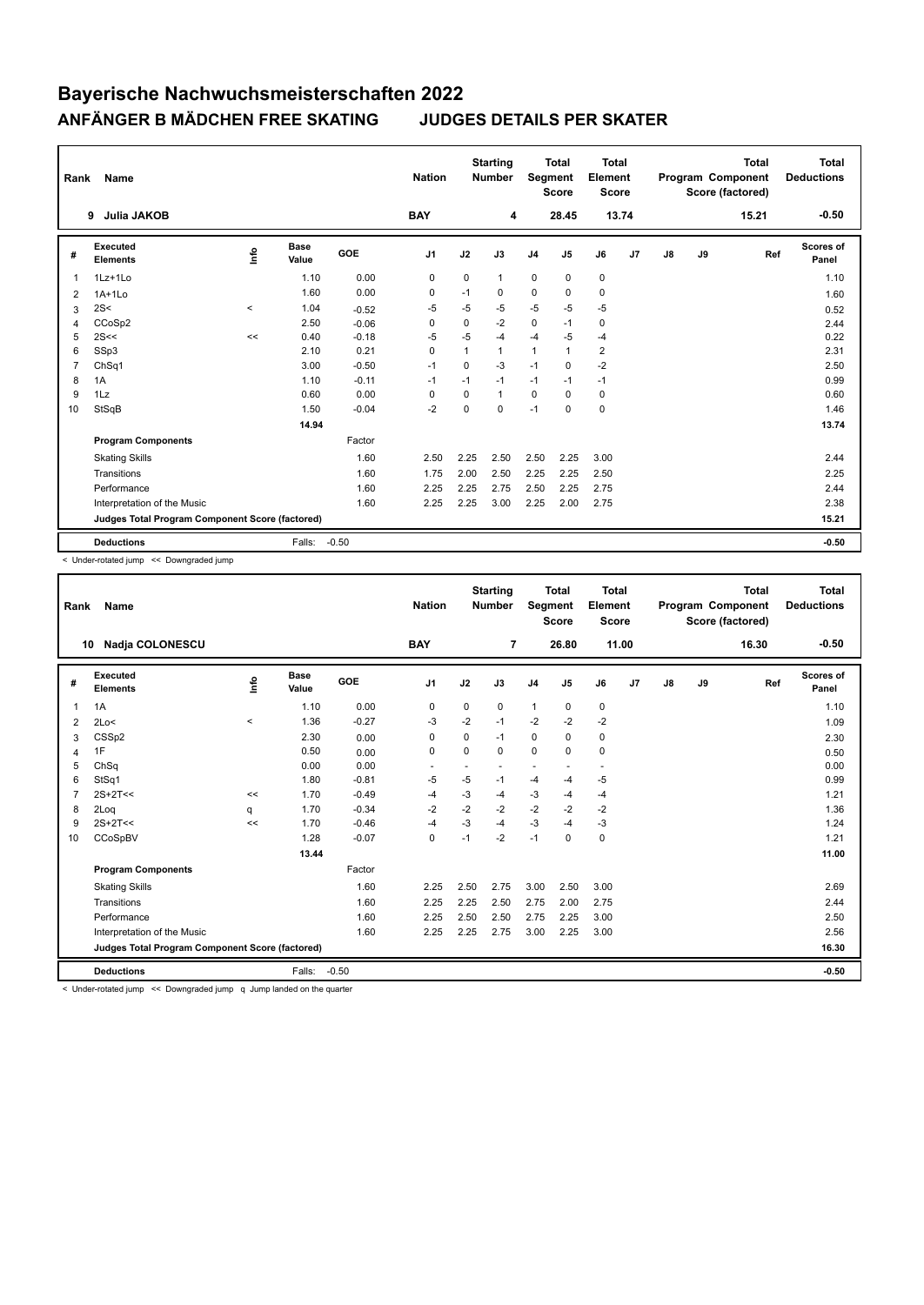# Bayerische Nachwuchsmeisterschaften 2022

## ANFÄNGER B MÄDCHEN FREE SKATING JUDGES DETAILS PER SKATER

| Rank | Name | Nation | Starting Number | Total Segment Score | Total Element Score | Total Program Component Score (factored) | Total Deductions |
|---|---|---|---|---|---|---|---|
| 9 | Julia JAKOB | BAY | 4 | 28.45 | 13.74 | 15.21 | -0.50 |

| # | Executed Elements | Info | Base Value | GOE | J1 | J2 | J3 | J4 | J5 | J6 | J7 | J8 | J9 | Ref | Scores of Panel |
|---|---|---|---|---|---|---|---|---|---|---|---|---|---|---|---|
| 1 | 1Lz+1Lo | | 1.10 | 0.00 | 0 | 0 | 1 | 0 | 0 | 0 | | | | | 1.10 |
| 2 | 1A+1Lo | | 1.60 | 0.00 | 0 | -1 | 0 | 0 | 0 | 0 | | | | | 1.60 |
| 3 | 2S< | < | 1.04 | -0.52 | -5 | -5 | -5 | -5 | -5 | -5 | | | | | 0.52 |
| 4 | CCoSp2 | | 2.50 | -0.06 | 0 | 0 | -2 | 0 | -1 | 0 | | | | | 2.44 |
| 5 | 2S<< | << | 0.40 | -0.18 | -5 | -5 | -4 | -4 | -5 | -4 | | | | | 0.22 |
| 6 | SSp3 | | 2.10 | 0.21 | 0 | 1 | 1 | 1 | 1 | 2 | | | | | 2.31 |
| 7 | ChSq1 | | 3.00 | -0.50 | -1 | 0 | -3 | -1 | 0 | -2 | | | | | 2.50 |
| 8 | 1A | | 1.10 | -0.11 | -1 | -1 | -1 | -1 | -1 | -1 | | | | | 0.99 |
| 9 | 1Lz | | 0.60 | 0.00 | 0 | 0 | 1 | 0 | 0 | 0 | | | | | 0.60 |
| 10 | StSqB | | 1.50 | -0.04 | -2 | 0 | 0 | -1 | 0 | 0 | | | | | 1.46 |
| | | | 14.94 | | | | | | | | | | | | 13.74 |
| | **Program Components** | | | Factor | | | | | | | | | | | |
| | Skating Skills | | | 1.60 | 2.50 | 2.25 | 2.50 | 2.50 | 2.25 | 3.00 | | | | | 2.44 |
| | Transitions | | | 1.60 | 1.75 | 2.00 | 2.50 | 2.25 | 2.25 | 2.50 | | | | | 2.25 |
| | Performance | | | 1.60 | 2.25 | 2.25 | 2.75 | 2.50 | 2.25 | 2.75 | | | | | 2.44 |
| | Interpretation of the Music | | | 1.60 | 2.25 | 2.25 | 3.00 | 2.25 | 2.00 | 2.75 | | | | | 2.38 |
| | **Judges Total Program Component Score (factored)** | | | | | | | | | | | | | | 15.21 |
| | **Deductions** | | Falls: | -0.50 | | | | | | | | | | | -0.50 |

< Under-rotated jump << Downgraded jump

| Rank | Name | Nation | Starting Number | Total Segment Score | Total Element Score | Total Program Component Score (factored) | Total Deductions |
|---|---|---|---|---|---|---|---|
| 10 | Nadja COLONESCU | BAY | 7 | 26.80 | 11.00 | 16.30 | -0.50 |

| # | Executed Elements | Info | Base Value | GOE | J1 | J2 | J3 | J4 | J5 | J6 | J7 | J8 | J9 | Ref | Scores of Panel |
|---|---|---|---|---|---|---|---|---|---|---|---|---|---|---|---|
| 1 | 1A | | 1.10 | 0.00 | 0 | 0 | 0 | 1 | 0 | 0 | | | | | 1.10 |
| 2 | 2Lo< | < | 1.36 | -0.27 | -3 | -2 | -1 | -2 | -2 | -2 | | | | | 1.09 |
| 3 | CSSp2 | | 2.30 | 0.00 | 0 | 0 | -1 | 0 | 0 | 0 | | | | | 2.30 |
| 4 | 1F | | 0.50 | 0.00 | 0 | 0 | 0 | 0 | 0 | 0 | | | | | 0.50 |
| 5 | ChSq | | 0.00 | 0.00 | - | - | - | - | - | - | | | | | 0.00 |
| 6 | StSq1 | | 1.80 | -0.81 | -5 | -5 | -1 | -4 | -4 | -5 | | | | | 0.99 |
| 7 | 2S+2T<< | << | 1.70 | -0.49 | -4 | -3 | -4 | -3 | -4 | -4 | | | | | 1.21 |
| 8 | 2Loq | q | 1.70 | -0.34 | -2 | -2 | -2 | -2 | -2 | -2 | | | | | 1.36 |
| 9 | 2S+2T<< | << | 1.70 | -0.46 | -4 | -3 | -4 | -3 | -4 | -3 | | | | | 1.24 |
| 10 | CCoSpBV | | 1.28 | -0.07 | 0 | -1 | -2 | -1 | 0 | 0 | | | | | 1.21 |
| | | | 13.44 | | | | | | | | | | | | 11.00 |
| | **Program Components** | | | Factor | | | | | | | | | | | |
| | Skating Skills | | | 1.60 | 2.25 | 2.50 | 2.75 | 3.00 | 2.50 | 3.00 | | | | | 2.69 |
| | Transitions | | | 1.60 | 2.25 | 2.25 | 2.50 | 2.75 | 2.00 | 2.75 | | | | | 2.44 |
| | Performance | | | 1.60 | 2.25 | 2.50 | 2.50 | 2.75 | 2.25 | 3.00 | | | | | 2.50 |
| | Interpretation of the Music | | | 1.60 | 2.25 | 2.25 | 2.75 | 3.00 | 2.25 | 3.00 | | | | | 2.56 |
| | **Judges Total Program Component Score (factored)** | | | | | | | | | | | | | | 16.30 |
| | **Deductions** | | Falls: | -0.50 | | | | | | | | | | | -0.50 |

< Under-rotated jump << Downgraded jump q Jump landed on the quarter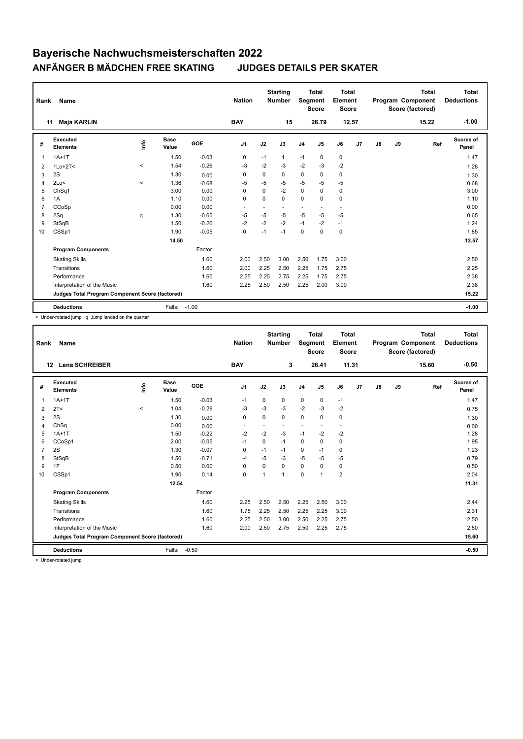# Bayerische Nachwuchsmeisterschaften 2022

## ANFÄNGER B MÄDCHEN FREE SKATING JUDGES DETAILS PER SKATER

| Rank | Name | Nation | Starting Number | Total Segment Score | Total Element Score | Total Program Component Score (factored) | Total Deductions |
|---|---|---|---|---|---|---|---|
| 11 | Maja KARLIN | BAY | 15 | 26.79 | 12.57 | 15.22 | -1.00 |

| # | Executed Elements | Info | Base Value | GOE | J1 | J2 | J3 | J4 | J5 | J6 | J7 | J8 | J9 | Ref | Scores of Panel |
|---|---|---|---|---|---|---|---|---|---|---|---|---|---|---|---|
| 1 | 1A+1T | | 1.50 | -0.03 | 0 | -1 | 1 | -1 | 0 | 0 | | | | | 1.47 |
| 2 | 1Lo+2T< | < | 1.54 | -0.26 | -3 | -2 | -3 | -2 | -3 | -2 | | | | | 1.28 |
| 3 | 2S | | 1.30 | 0.00 | 0 | 0 | 0 | 0 | 0 | 0 | | | | | 1.30 |
| 4 | 2Lo< | < | 1.36 | -0.68 | -5 | -5 | -5 | -5 | -5 | -5 | | | | | 0.68 |
| 5 | ChSq1 | | 3.00 | 0.00 | 0 | 0 | -2 | 0 | 0 | 0 | | | | | 3.00 |
| 6 | 1A | | 1.10 | 0.00 | 0 | 0 | 0 | 0 | 0 | 0 | | | | | 1.10 |
| 7 | CCoSp | | 0.00 | 0.00 | - | - | - | - | - | - | | | | | 0.00 |
| 8 | 2Sq | q | 1.30 | -0.65 | -5 | -5 | -5 | -5 | -5 | -5 | | | | | 0.65 |
| 9 | StSqB | | 1.50 | -0.26 | -2 | -2 | -2 | -1 | -2 | -1 | | | | | 1.24 |
| 10 | CSSp1 | | 1.90 | -0.05 | 0 | -1 | -1 | 0 | 0 | 0 | | | | | 1.85 |
| | | | 14.50 | | | | | | | | | | | | 12.57 |
| | **Program Components** | | | Factor | | | | | | | | | | | |
| | Skating Skills | | | 1.60 | 2.00 | 2.50 | 3.00 | 2.50 | 1.75 | 3.00 | | | | | 2.50 |
| | Transitions | | | 1.60 | 2.00 | 2.25 | 2.50 | 2.25 | 1.75 | 2.75 | | | | | 2.25 |
| | Performance | | | 1.60 | 2.25 | 2.25 | 2.75 | 2.25 | 1.75 | 2.75 | | | | | 2.38 |
| | Interpretation of the Music | | | 1.60 | 2.25 | 2.50 | 2.50 | 2.25 | 2.00 | 3.00 | | | | | 2.38 |
| | **Judges Total Program Component Score (factored)** | | | | | | | | | | | | | | 15.22 |
| | **Deductions** | | Falls: | -1.00 | | | | | | | | | | | -1.00 |

< Under-rotated jump q Jump landed on the quarter

| Rank | Name | Nation | Starting Number | Total Segment Score | Total Element Score | Total Program Component Score (factored) | Total Deductions |
|---|---|---|---|---|---|---|---|
| 12 | Lena SCHREIBER | BAY | 3 | 26.41 | 11.31 | 15.60 | -0.50 |

| # | Executed Elements | Info | Base Value | GOE | J1 | J2 | J3 | J4 | J5 | J6 | J7 | J8 | J9 | Ref | Scores of Panel |
|---|---|---|---|---|---|---|---|---|---|---|---|---|---|---|---|
| 1 | 1A+1T | | 1.50 | -0.03 | -1 | 0 | 0 | 0 | 0 | -1 | | | | | 1.47 |
| 2 | 2T< | < | 1.04 | -0.29 | -3 | -3 | -3 | -2 | -3 | -2 | | | | | 0.75 |
| 3 | 2S | | 1.30 | 0.00 | 0 | 0 | 0 | 0 | 0 | 0 | | | | | 1.30 |
| 4 | ChSq | | 0.00 | 0.00 | - | - | - | - | - | - | | | | | 0.00 |
| 5 | 1A+1T | | 1.50 | -0.22 | -2 | -2 | -3 | -1 | -2 | -2 | | | | | 1.28 |
| 6 | CCoSp1 | | 2.00 | -0.05 | -1 | 0 | -1 | 0 | 0 | 0 | | | | | 1.95 |
| 7 | 2S | | 1.30 | -0.07 | 0 | -1 | -1 | 0 | -1 | 0 | | | | | 1.23 |
| 8 | StSqB | | 1.50 | -0.71 | -4 | -5 | -3 | -5 | -5 | -5 | | | | | 0.79 |
| 9 | 1F | | 0.50 | 0.00 | 0 | 0 | 0 | 0 | 0 | 0 | | | | | 0.50 |
| 10 | CSSp1 | | 1.90 | 0.14 | 0 | 1 | 1 | 0 | 1 | 2 | | | | | 2.04 |
| | | | 12.54 | | | | | | | | | | | | 11.31 |
| | **Program Components** | | | Factor | | | | | | | | | | | |
| | Skating Skills | | | 1.60 | 2.25 | 2.50 | 2.50 | 2.25 | 2.50 | 3.00 | | | | | 2.44 |
| | Transitions | | | 1.60 | 1.75 | 2.25 | 2.50 | 2.25 | 2.25 | 3.00 | | | | | 2.31 |
| | Performance | | | 1.60 | 2.25 | 2.50 | 3.00 | 2.50 | 2.25 | 2.75 | | | | | 2.50 |
| | Interpretation of the Music | | | 1.60 | 2.00 | 2.50 | 2.75 | 2.50 | 2.25 | 2.75 | | | | | 2.50 |
| | **Judges Total Program Component Score (factored)** | | | | | | | | | | | | | | 15.60 |
| | **Deductions** | | Falls: | -0.50 | | | | | | | | | | | -0.50 |

< Under-rotated jump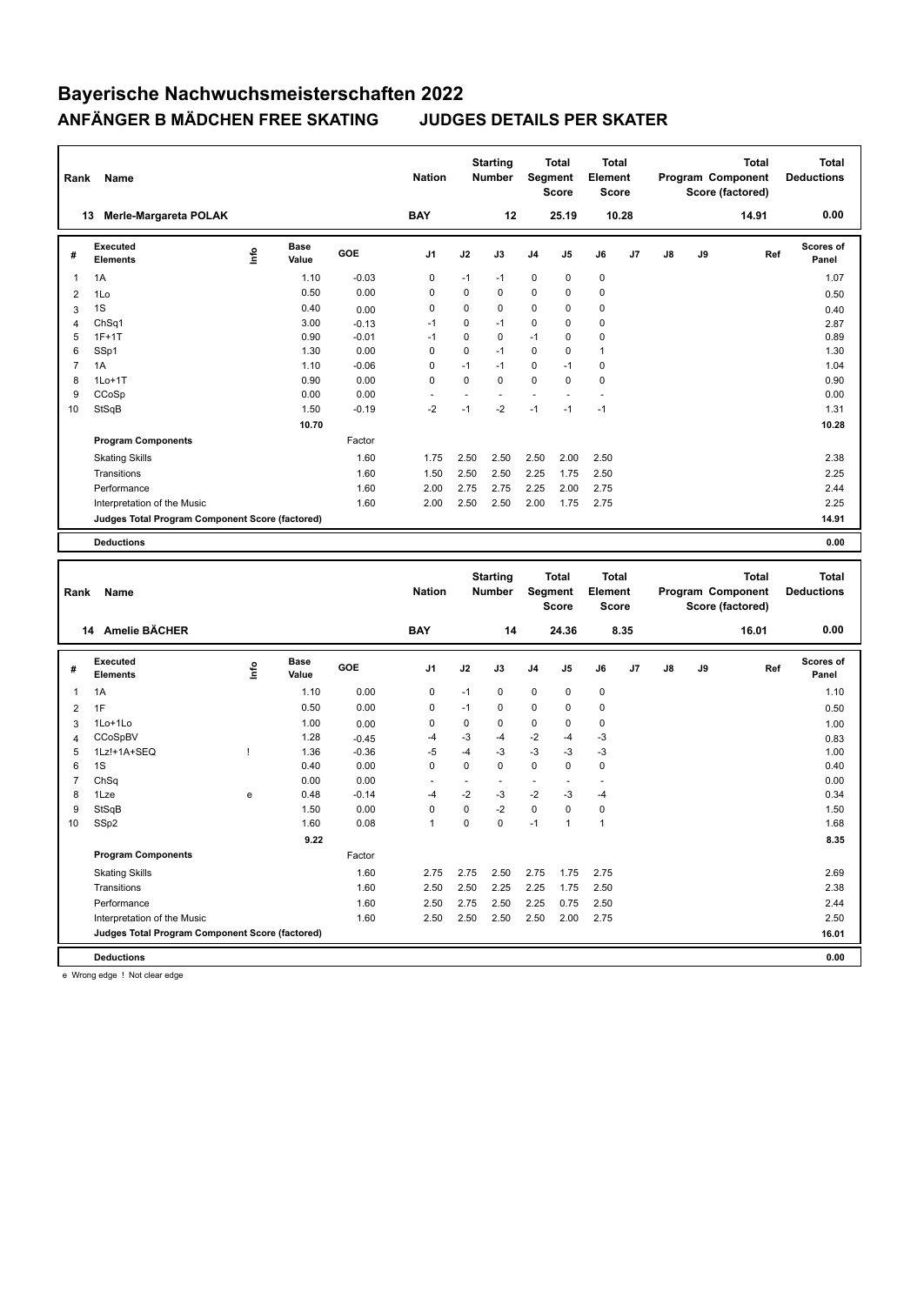# Bayerische Nachwuchsmeisterschaften 2022

## ANFÄNGER B MÄDCHEN FREE SKATING    JUDGES DETAILS PER SKATER

| Rank | Name | Nation | Starting Number | Total Segment Score | Total Element Score | Total Program Component Score (factored) | Total Deductions |
|---|---|---|---|---|---|---|---|
| 13 | Merle-Margareta POLAK | BAY | 12 | 25.19 | 10.28 | 14.91 | 0.00 |

| # | Executed Elements | Info | Base Value | GOE | J1 | J2 | J3 | J4 | J5 | J6 | J7 | J8 | J9 | Ref | Scores of Panel |
|---|---|---|---|---|---|---|---|---|---|---|---|---|---|---|---|
| 1 | 1A | | 1.10 | -0.03 | 0 | -1 | -1 | 0 | 0 | 0 | | | | | 1.07 |
| 2 | 1Lo | | 0.50 | 0.00 | 0 | 0 | 0 | 0 | 0 | 0 | | | | | 0.50 |
| 3 | 1S | | 0.40 | 0.00 | 0 | 0 | 0 | 0 | 0 | 0 | | | | | 0.40 |
| 4 | ChSq1 | | 3.00 | -0.13 | -1 | 0 | -1 | 0 | 0 | 0 | | | | | 2.87 |
| 5 | 1F+1T | | 0.90 | -0.01 | -1 | 0 | 0 | -1 | 0 | 0 | | | | | 0.89 |
| 6 | SSp1 | | 1.30 | 0.00 | 0 | 0 | -1 | 0 | 0 | 1 | | | | | 1.30 |
| 7 | 1A | | 1.10 | -0.06 | 0 | -1 | -1 | 0 | -1 | 0 | | | | | 1.04 |
| 8 | 1Lo+1T | | 0.90 | 0.00 | 0 | 0 | 0 | 0 | 0 | 0 | | | | | 0.90 |
| 9 | CCoSp | | 0.00 | 0.00 | - | - | - | - | - | - | | | | | 0.00 |
| 10 | StSqB | | 1.50 | -0.19 | -2 | -1 | -2 | -1 | -1 | -1 | | | | | 1.31 |
| | | | 10.70 | | | | | | | | | | | | 10.28 |
| | **Program Components** | | | Factor | | | | | | | | | | | |
| | Skating Skills | | | 1.60 | 1.75 | 2.50 | 2.50 | 2.50 | 2.00 | 2.50 | | | | | 2.38 |
| | Transitions | | | 1.60 | 1.50 | 2.50 | 2.50 | 2.25 | 1.75 | 2.50 | | | | | 2.25 |
| | Performance | | | 1.60 | 2.00 | 2.75 | 2.75 | 2.25 | 2.00 | 2.75 | | | | | 2.44 |
| | Interpretation of the Music | | | 1.60 | 2.00 | 2.50 | 2.50 | 2.00 | 1.75 | 2.75 | | | | | 2.25 |
| | **Judges Total Program Component Score (factored)** | | | | | | | | | | | | | | **14.91** |
| | **Deductions** | | | | | | | | | | | | | | **0.00** |

| Rank | Name | Nation | Starting Number | Total Segment Score | Total Element Score | Total Program Component Score (factored) | Total Deductions |
|---|---|---|---|---|---|---|---|
| 14 | Amelie BÄCHER | BAY | 14 | 24.36 | 8.35 | 16.01 | 0.00 |

| # | Executed Elements | Info | Base Value | GOE | J1 | J2 | J3 | J4 | J5 | J6 | J7 | J8 | J9 | Ref | Scores of Panel |
|---|---|---|---|---|---|---|---|---|---|---|---|---|---|---|---|
| 1 | 1A | | 1.10 | 0.00 | 0 | -1 | 0 | 0 | 0 | 0 | | | | | 1.10 |
| 2 | 1F | | 0.50 | 0.00 | 0 | -1 | 0 | 0 | 0 | 0 | | | | | 0.50 |
| 3 | 1Lo+1Lo | | 1.00 | 0.00 | 0 | 0 | 0 | 0 | 0 | 0 | | | | | 1.00 |
| 4 | CCoSpBV | | 1.28 | -0.45 | -4 | -3 | -4 | -2 | -4 | -3 | | | | | 0.83 |
| 5 | 1Lz!+1A+SEQ | ! | 1.36 | -0.36 | -5 | -4 | -3 | -3 | -3 | -3 | | | | | 1.00 |
| 6 | 1S | | 0.40 | 0.00 | 0 | 0 | 0 | 0 | 0 | 0 | | | | | 0.40 |
| 7 | ChSq | | 0.00 | 0.00 | - | - | - | - | - | - | | | | | 0.00 |
| 8 | 1Lze | e | 0.48 | -0.14 | -4 | -2 | -3 | -2 | -3 | -4 | | | | | 0.34 |
| 9 | StSqB | | 1.50 | 0.00 | 0 | 0 | -2 | 0 | 0 | 0 | | | | | 1.50 |
| 10 | SSp2 | | 1.60 | 0.08 | 1 | 0 | 0 | -1 | 1 | 1 | | | | | 1.68 |
| | | | 9.22 | | | | | | | | | | | | 8.35 |
| | **Program Components** | | | Factor | | | | | | | | | | | |
| | Skating Skills | | | 1.60 | 2.75 | 2.75 | 2.50 | 2.75 | 1.75 | 2.75 | | | | | 2.69 |
| | Transitions | | | 1.60 | 2.50 | 2.50 | 2.25 | 2.25 | 1.75 | 2.50 | | | | | 2.38 |
| | Performance | | | 1.60 | 2.50 | 2.75 | 2.50 | 2.25 | 0.75 | 2.50 | | | | | 2.44 |
| | Interpretation of the Music | | | 1.60 | 2.50 | 2.50 | 2.50 | 2.50 | 2.00 | 2.75 | | | | | 2.50 |
| | **Judges Total Program Component Score (factored)** | | | | | | | | | | | | | | **16.01** |
| | **Deductions** | | | | | | | | | | | | | | **0.00** |

e Wrong edge ! Not clear edge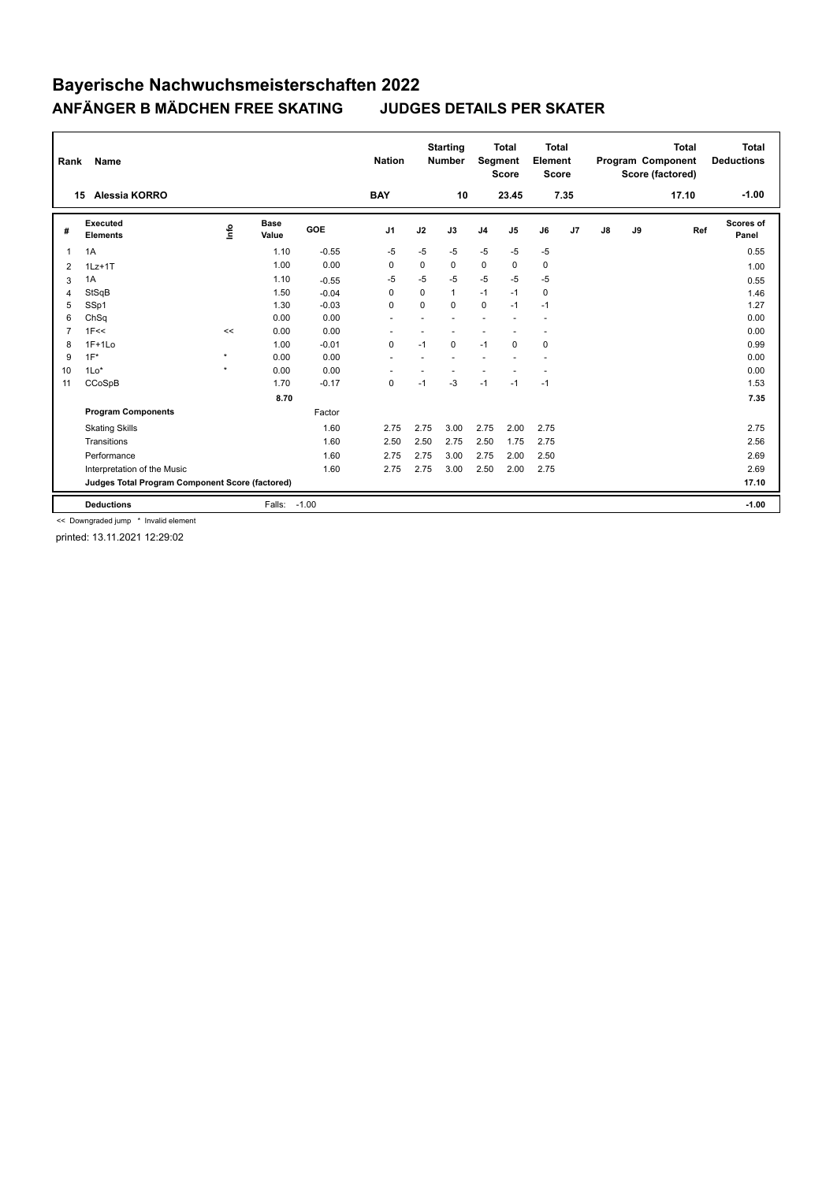# Bayerische Nachwuchsmeisterschaften 2022

## ANFÄNGER B MÄDCHEN FREE SKATING JUDGES DETAILS PER SKATER

| Rank | Name | Nation | Starting Number | Total Segment Score | Total Element Score | Total Program Component Score (factored) | Total Deductions |
|---|---|---|---|---|---|---|---|
| 15 | Alessia KORRO | BAY | 10 | 23.45 | 7.35 | 17.10 | -1.00 |

| # | Executed Elements | Info | Base Value | GOE | J1 | J2 | J3 | J4 | J5 | J6 | J7 | J8 | J9 | Ref | Scores of Panel |
|---|---|---|---|---|---|---|---|---|---|---|---|---|---|---|---|
| 1 | 1A | | 1.10 | -0.55 | -5 | -5 | -5 | -5 | -5 | -5 | | | | | 0.55 |
| 2 | 1Lz+1T | | 1.00 | 0.00 | 0 | 0 | 0 | 0 | 0 | 0 | | | | | 1.00 |
| 3 | 1A | | 1.10 | -0.55 | -5 | -5 | -5 | -5 | -5 | -5 | | | | | 0.55 |
| 4 | StSqB | | 1.50 | -0.04 | 0 | 0 | 1 | -1 | -1 | 0 | | | | | 1.46 |
| 5 | SSp1 | | 1.30 | -0.03 | 0 | 0 | 0 | 0 | -1 | -1 | | | | | 1.27 |
| 6 | ChSq | | 0.00 | 0.00 | - | - | - | - | - | - | | | | | 0.00 |
| 7 | 1F<< | << | 0.00 | 0.00 | - | - | - | - | - | - | | | | | 0.00 |
| 8 | 1F+1Lo | | 1.00 | -0.01 | 0 | -1 | 0 | -1 | 0 | 0 | | | | | 0.99 |
| 9 | 1F* | * | 0.00 | 0.00 | - | - | - | - | - | - | | | | | 0.00 |
| 10 | 1Lo* | * | 0.00 | 0.00 | - | - | - | - | - | - | | | | | 0.00 |
| 11 | CCoSpB | | 1.70 | -0.17 | 0 | -1 | -3 | -1 | -1 | -1 | | | | | 1.53 |
| | | | 8.70 | | | | | | | | | | | | 7.35 |
| | **Program Components** | | | Factor | | | | | | | | | | | |
| | Skating Skills | | | 1.60 | 2.75 | 2.75 | 3.00 | 2.75 | 2.00 | 2.75 | | | | | 2.75 |
| | Transitions | | | 1.60 | 2.50 | 2.50 | 2.75 | 2.50 | 1.75 | 2.75 | | | | | 2.56 |
| | Performance | | | 1.60 | 2.75 | 2.75 | 3.00 | 2.75 | 2.00 | 2.50 | | | | | 2.69 |
| | Interpretation of the Music | | | 1.60 | 2.75 | 2.75 | 3.00 | 2.50 | 2.00 | 2.75 | | | | | 2.69 |
| | **Judges Total Program Component Score (factored)** | | | | | | | | | | | | | | 17.10 |
| | **Deductions** | | Falls: | -1.00 | | | | | | | | | | | -1.00 |

<< Downgraded jump * Invalid element

printed: 13.11.2021 12:29:02